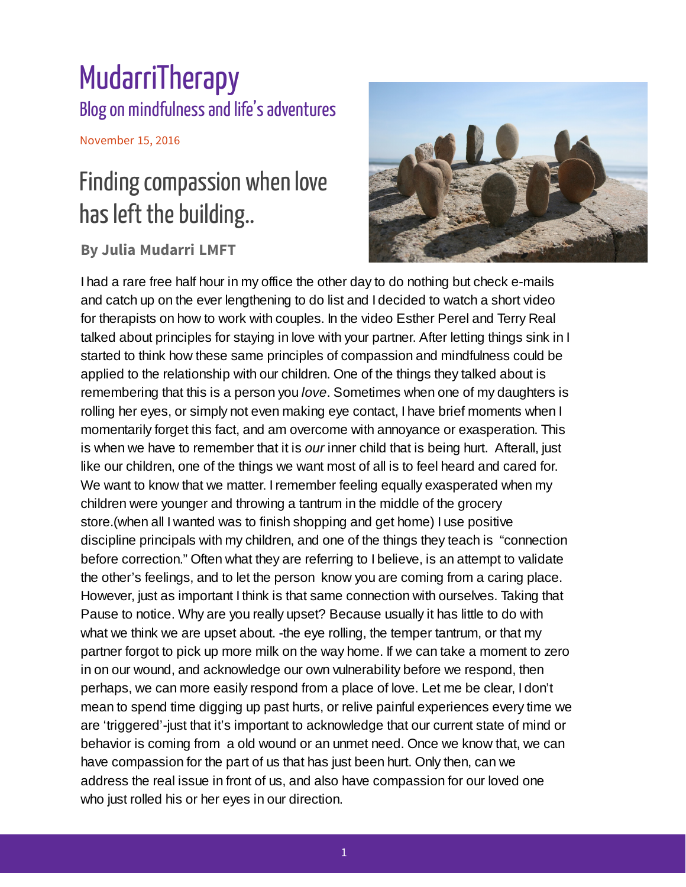# MudarriTherapy

## Blog on mindfulness and life's adventures

November 15, 2016

# Finding compassion when love has left the building..

**By Julia Mudarri LMFT**

I had a rare free half hour in my office the other day to do nothing but check e-mails and catch up on the ever lengthening to do list and I decided to watch a short video for therapists on how to work with couples. In the video Esther Perel and Terry Real talked about principles for staying in love with your partner. After letting things sink in I started to think how these same principles of compassion and mindfulness could be applied to the relationship with our children. One of the things they talked about is remembering that this is a person you *love*. Sometimes when one of my daughters is rolling her eyes, or simply not even making eye contact, I have brief moments when I momentarily forget this fact, and am overcome with annoyance or exasperation. This is when we have to remember that it is *our* inner child that is being hurt. Afterall, just like our children, one of the things we want most of all is to feel heard and cared for. We want to know that we matter. I remember feeling equally exasperated when my children were younger and throwing a tantrum in the middle of the grocery store.(when all I wanted was to finish shopping and get home) I use positive discipline principals with my children, and one of the things they teach is "connection before correction." Often what they are referring to I believe, is an attempt to validate the other's feelings, and to let the person know you are coming from a caring place. However, just as important I think is that same connection with ourselves. Taking that Pause to notice. Why are you really upset? Because usually it has little to do with what we think we are upset about. -the eye rolling, the temper tantrum, or that my partner forgot to pick up more milk on the way home. If we can take a moment to zero in on our wound, and acknowledge our own vulnerability before we respond, then perhaps, we can more easily respond from a place of love. Let me be clear, I don't mean to spend time digging up past hurts, or relive painful experiences every time we are 'triggered'-just that it's important to acknowledge that our current state of mind or behavior is coming from a old wound or an unmet need. Once we know that, we can have compassion for the part of us that has just been hurt. Only then, can we address the real issue in front of us, and also have compassion for our loved one who just rolled his or her eyes in our direction.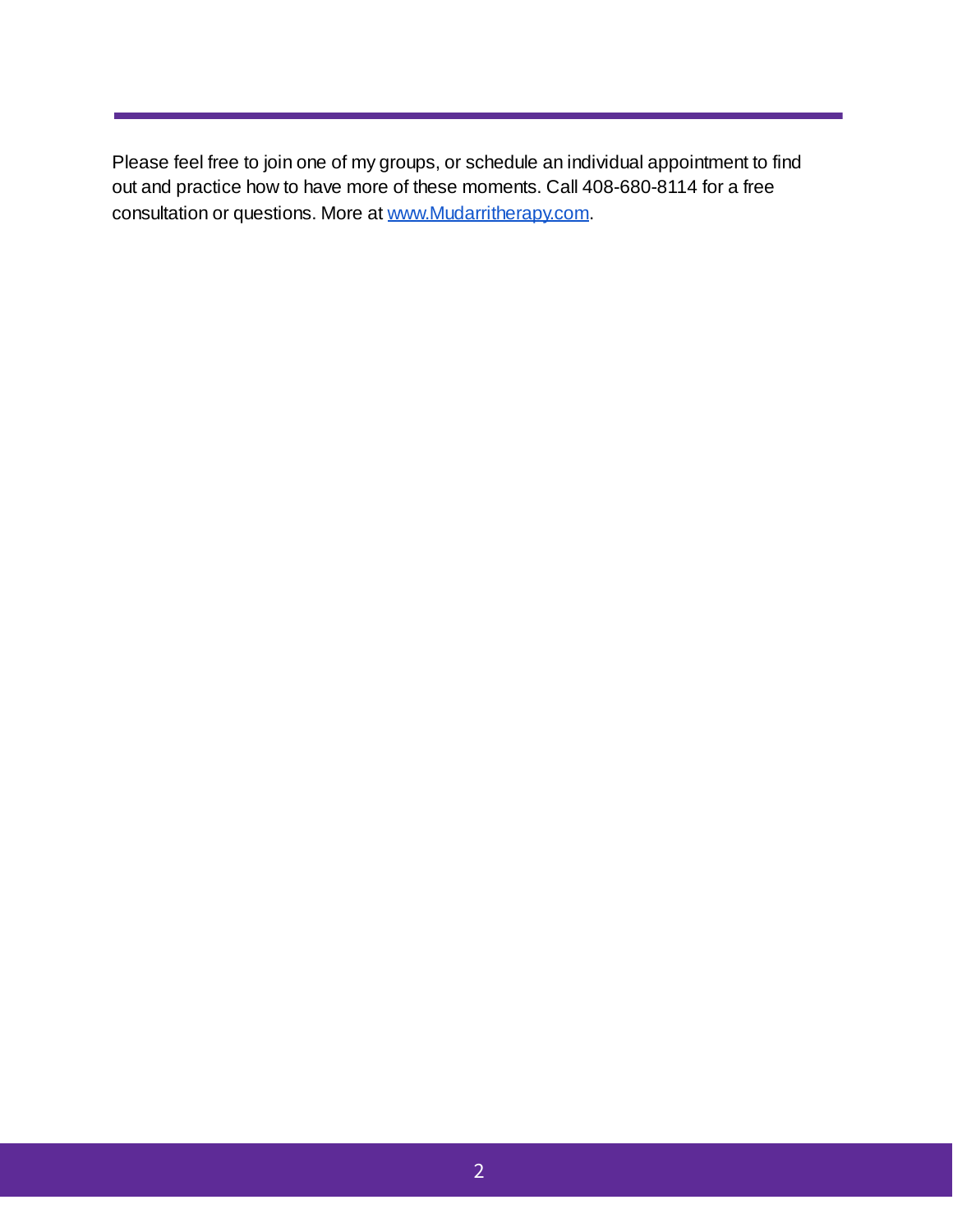Please feel free to join one of my groups, or schedule an individual appointment to find out and practice how to have more of these moments. Call 408-680-8114 for a free consultation or questions. More at [www.Mudarritherapy.com](http://www.Mudarritherapy.com).